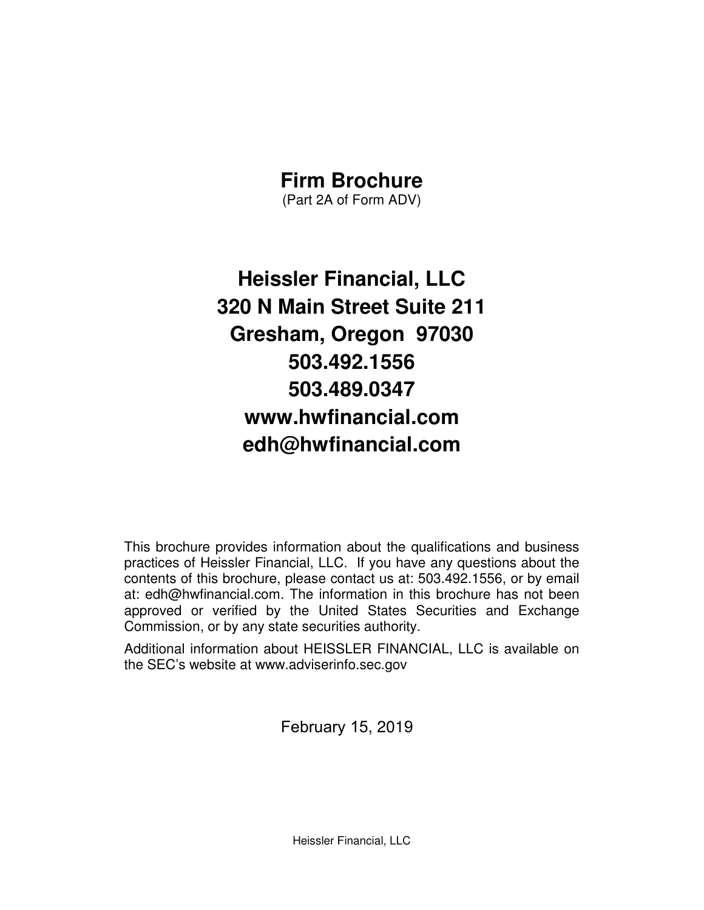# Firm Brochure

(Part 2A of Form ADV)

## Heissler Financial, LLC
## 320 N Main Street Suite 211
## Gresham, Oregon 97030
## 503.492.1556
## 503.489.0347
## www.hwfinancial.com
## edh@hwfinancial.com

This brochure provides information about the qualifications and business practices of Heissler Financial, LLC. If you have any questions about the contents of this brochure, please contact us at: 503.492.1556, or by email at: edh@hwfinancial.com. The information in this brochure has not been approved or verified by the United States Securities and Exchange Commission, or by any state securities authority.

Additional information about HEISSLER FINANCIAL, LLC is available on the SEC's website at www.adviserinfo.sec.gov

February 15, 2019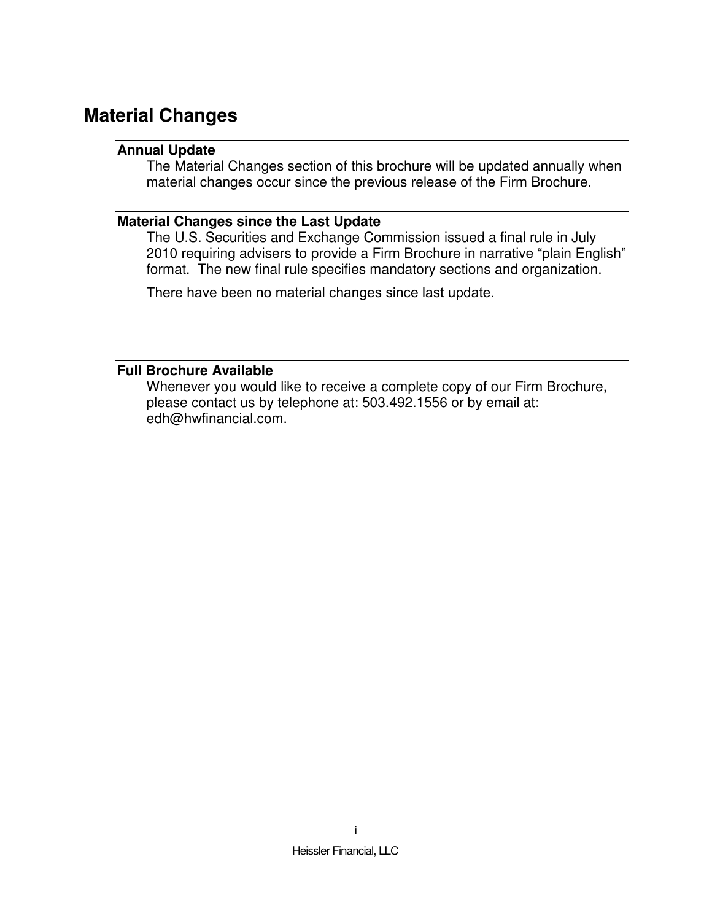# Material Changes

### Annual Update

The Material Changes section of this brochure will be updated annually when material changes occur since the previous release of the Firm Brochure.

### Material Changes since the Last Update

The U.S. Securities and Exchange Commission issued a final rule in July 2010 requiring advisers to provide a Firm Brochure in narrative "plain English" format. The new final rule specifies mandatory sections and organization.

There have been no material changes since last update.

### Full Brochure Available

Whenever you would like to receive a complete copy of our Firm Brochure, please contact us by telephone at: 503.492.1556 or by email at: edh@hwfinancial.com.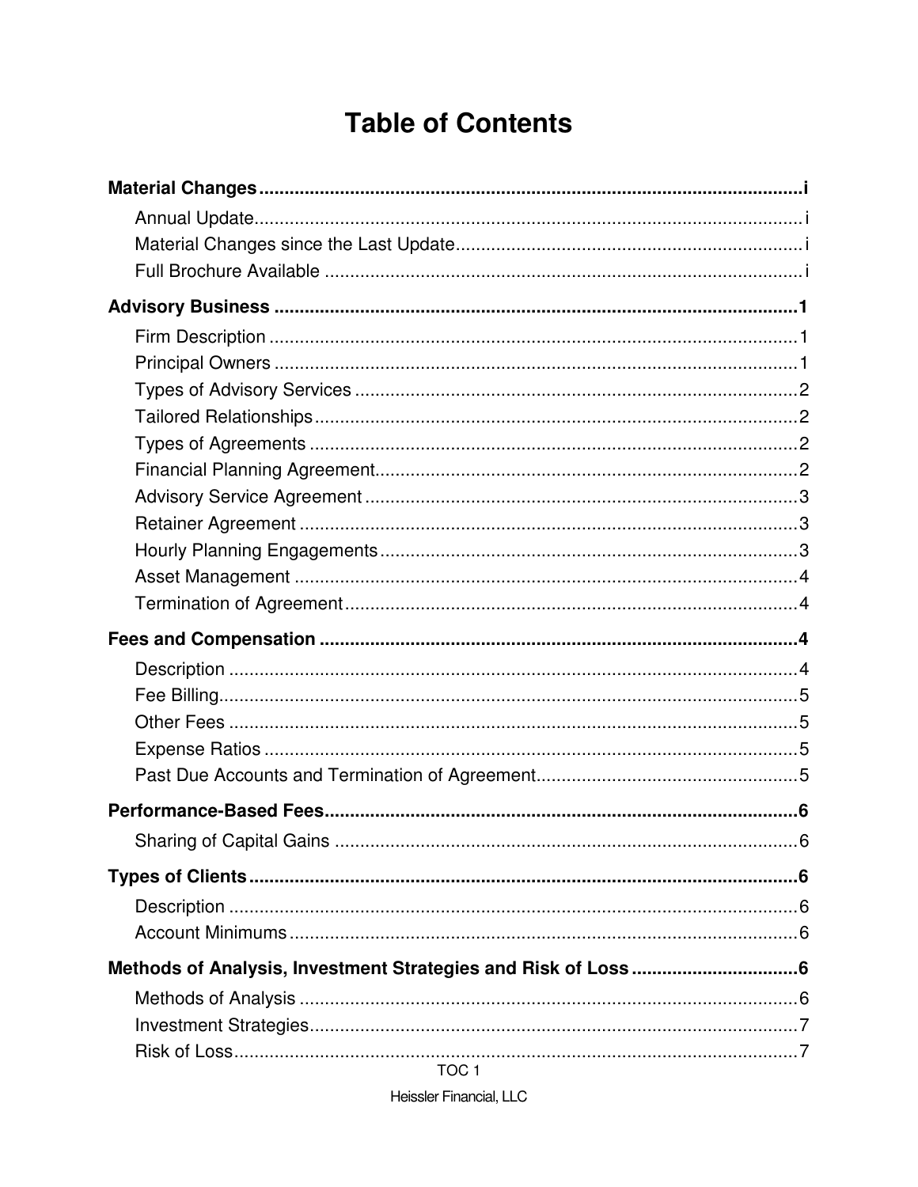# Table of Contents

**Material Changes** ........................................ i

- Annual Update ........................................ i
- Material Changes since the Last Update ........................................ i
- Full Brochure Available ........................................ i

**Advisory Business** ........................................ 1

- Firm Description ........................................ 1
- Principal Owners ........................................ 1
- Types of Advisory Services ........................................ 2
- Tailored Relationships ........................................ 2
- Types of Agreements ........................................ 2
- Financial Planning Agreement ........................................ 2
- Advisory Service Agreement ........................................ 3
- Retainer Agreement ........................................ 3
- Hourly Planning Engagements ........................................ 3
- Asset Management ........................................ 4
- Termination of Agreement ........................................ 4

**Fees and Compensation** ........................................ 4

- Description ........................................ 4
- Fee Billing ........................................ 5
- Other Fees ........................................ 5
- Expense Ratios ........................................ 5
- Past Due Accounts and Termination of Agreement ........................................ 5

**Performance-Based Fees** ........................................ 6

- Sharing of Capital Gains ........................................ 6

**Types of Clients** ........................................ 6

- Description ........................................ 6
- Account Minimums ........................................ 6

**Methods of Analysis, Investment Strategies and Risk of Loss** ........................................ 6

- Methods of Analysis ........................................ 6
- Investment Strategies ........................................ 7
- Risk of Loss ........................................ 7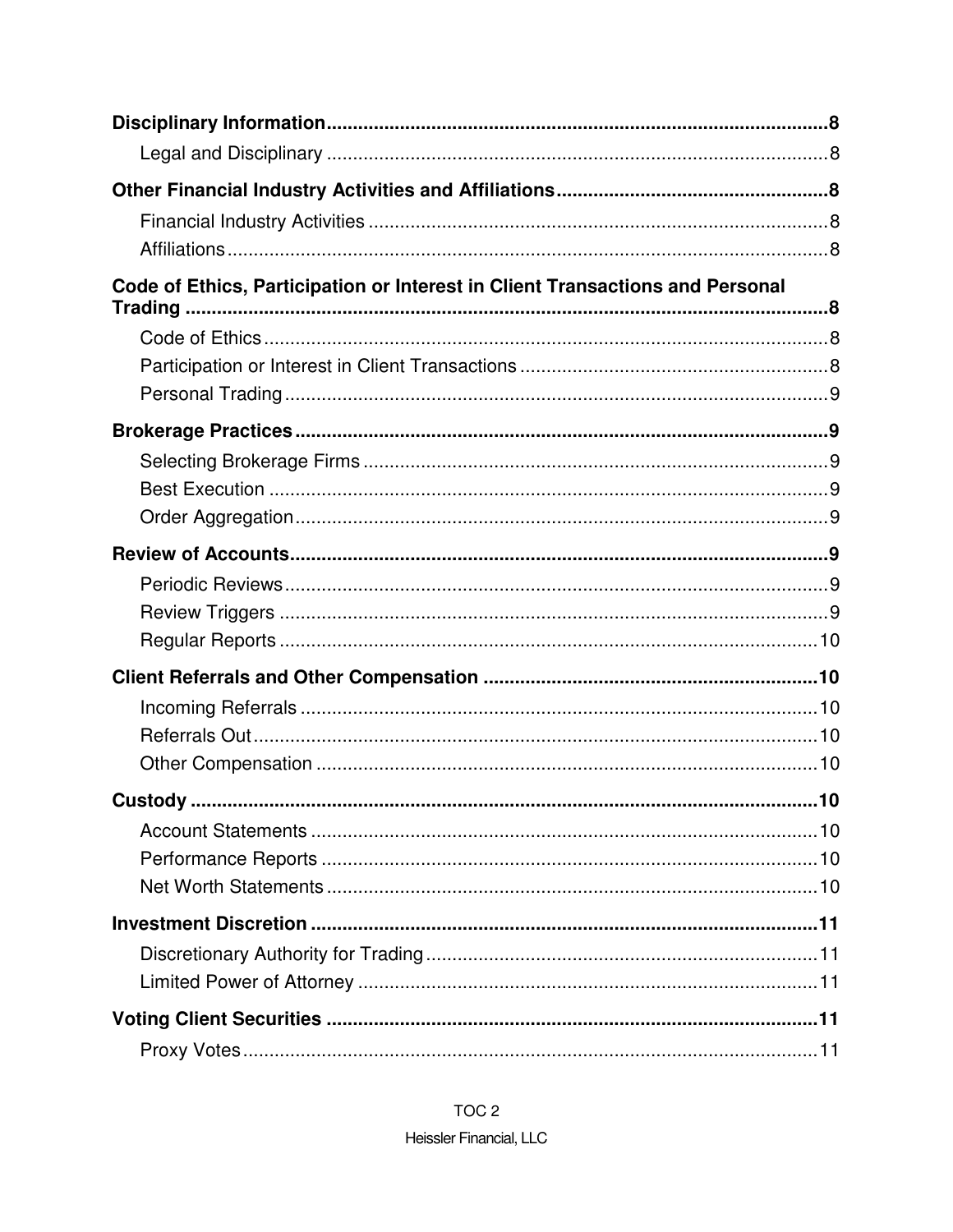**Disciplinary Information** 8

- Legal and Disciplinary 8

**Other Financial Industry Activities and Affiliations** 8

- Financial Industry Activities 8
- Affiliations 8

**Code of Ethics, Participation or Interest in Client Transactions and Personal Trading** 8

- Code of Ethics 8
- Participation or Interest in Client Transactions 8
- Personal Trading 9

**Brokerage Practices** 9

- Selecting Brokerage Firms 9
- Best Execution 9
- Order Aggregation 9

**Review of Accounts** 9

- Periodic Reviews 9
- Review Triggers 9
- Regular Reports 10

**Client Referrals and Other Compensation** 10

- Incoming Referrals 10
- Referrals Out 10
- Other Compensation 10

**Custody** 10

- Account Statements 10
- Performance Reports 10
- Net Worth Statements 10

**Investment Discretion** 11

- Discretionary Authority for Trading 11
- Limited Power of Attorney 11

**Voting Client Securities** 11

- Proxy Votes 11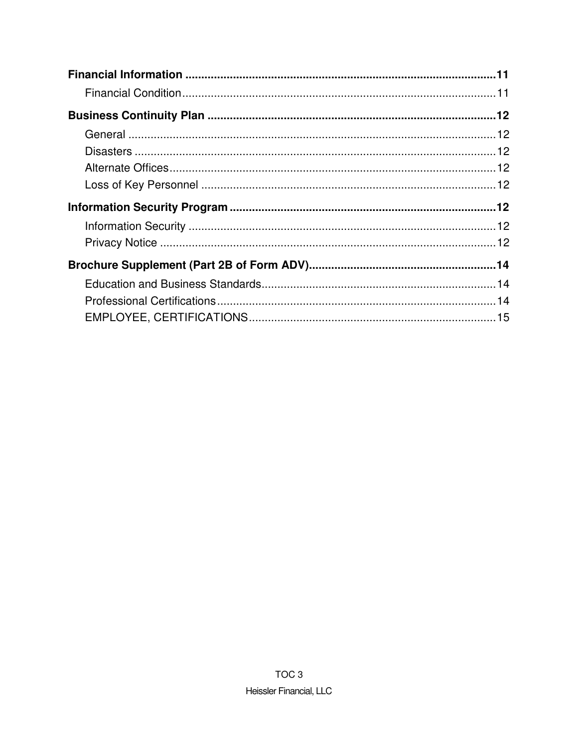**Financial Information** ................................................................................................11

Financial Condition.................................................................................................11

**Business Continuity Plan** .........................................................................................12

General ..................................................................................................................12

Disasters ................................................................................................................12

Alternate Offices.....................................................................................................12

Loss of Key Personnel ...........................................................................................12

**Information Security Program** ..................................................................................12

Information Security ...............................................................................................12

Privacy Notice ........................................................................................................12

**Brochure Supplement (Part 2B of Form ADV)**..........................................................14

Education and Business Standards........................................................................14

Professional Certifications......................................................................................14

EMPLOYEE, CERTIFICATIONS............................................................................15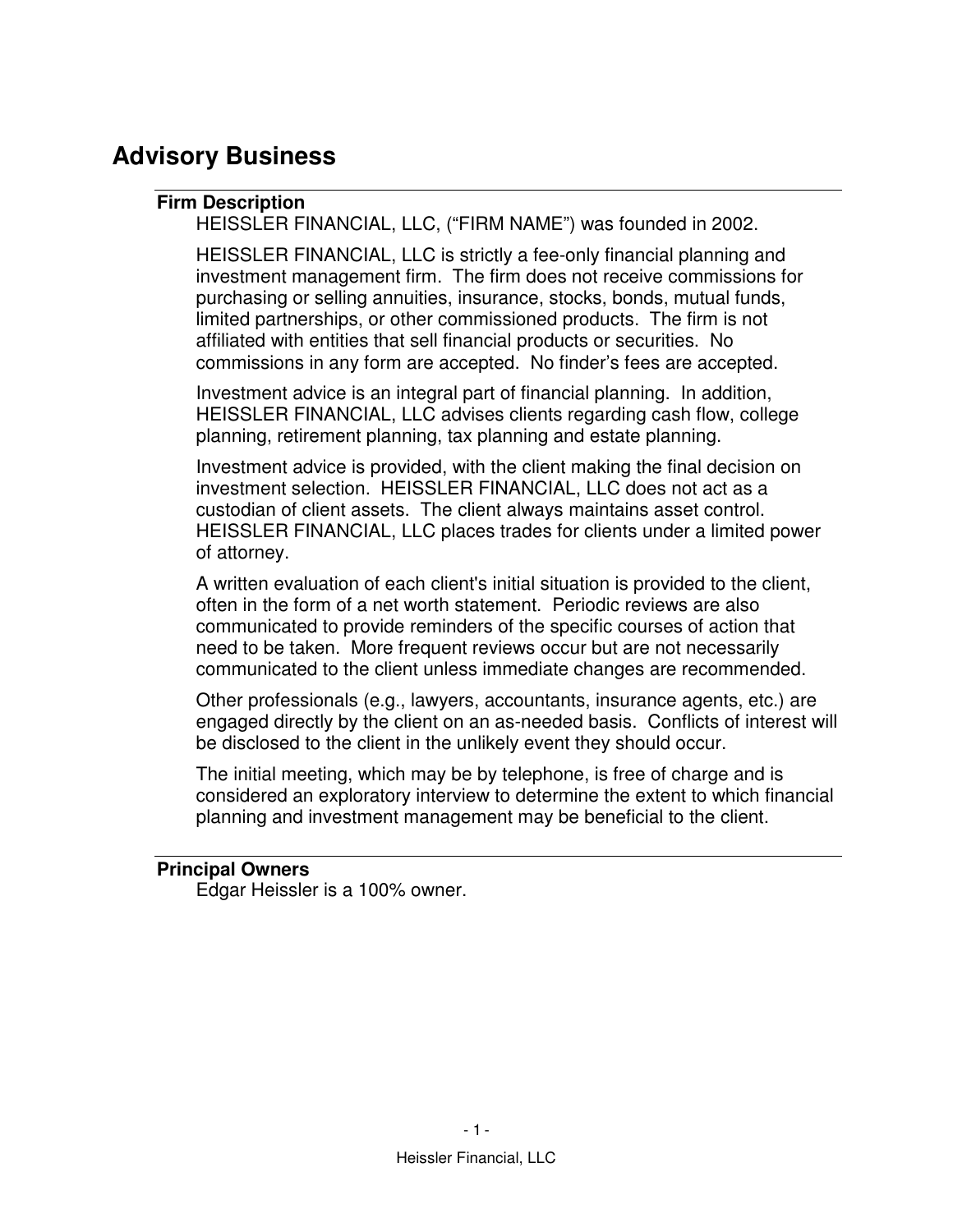# Advisory Business

## Firm Description

HEISSLER FINANCIAL, LLC, (“FIRM NAME”) was founded in 2002.

HEISSLER FINANCIAL, LLC is strictly a fee-only financial planning and investment management firm. The firm does not receive commissions for purchasing or selling annuities, insurance, stocks, bonds, mutual funds, limited partnerships, or other commissioned products. The firm is not affiliated with entities that sell financial products or securities. No commissions in any form are accepted. No finder’s fees are accepted.

Investment advice is an integral part of financial planning. In addition, HEISSLER FINANCIAL, LLC advises clients regarding cash flow, college planning, retirement planning, tax planning and estate planning.

Investment advice is provided, with the client making the final decision on investment selection. HEISSLER FINANCIAL, LLC does not act as a custodian of client assets. The client always maintains asset control. HEISSLER FINANCIAL, LLC places trades for clients under a limited power of attorney.

A written evaluation of each client's initial situation is provided to the client, often in the form of a net worth statement. Periodic reviews are also communicated to provide reminders of the specific courses of action that need to be taken. More frequent reviews occur but are not necessarily communicated to the client unless immediate changes are recommended.

Other professionals (e.g., lawyers, accountants, insurance agents, etc.) are engaged directly by the client on an as-needed basis. Conflicts of interest will be disclosed to the client in the unlikely event they should occur.

The initial meeting, which may be by telephone, is free of charge and is considered an exploratory interview to determine the extent to which financial planning and investment management may be beneficial to the client.

## Principal Owners

Edgar Heissler is a 100% owner.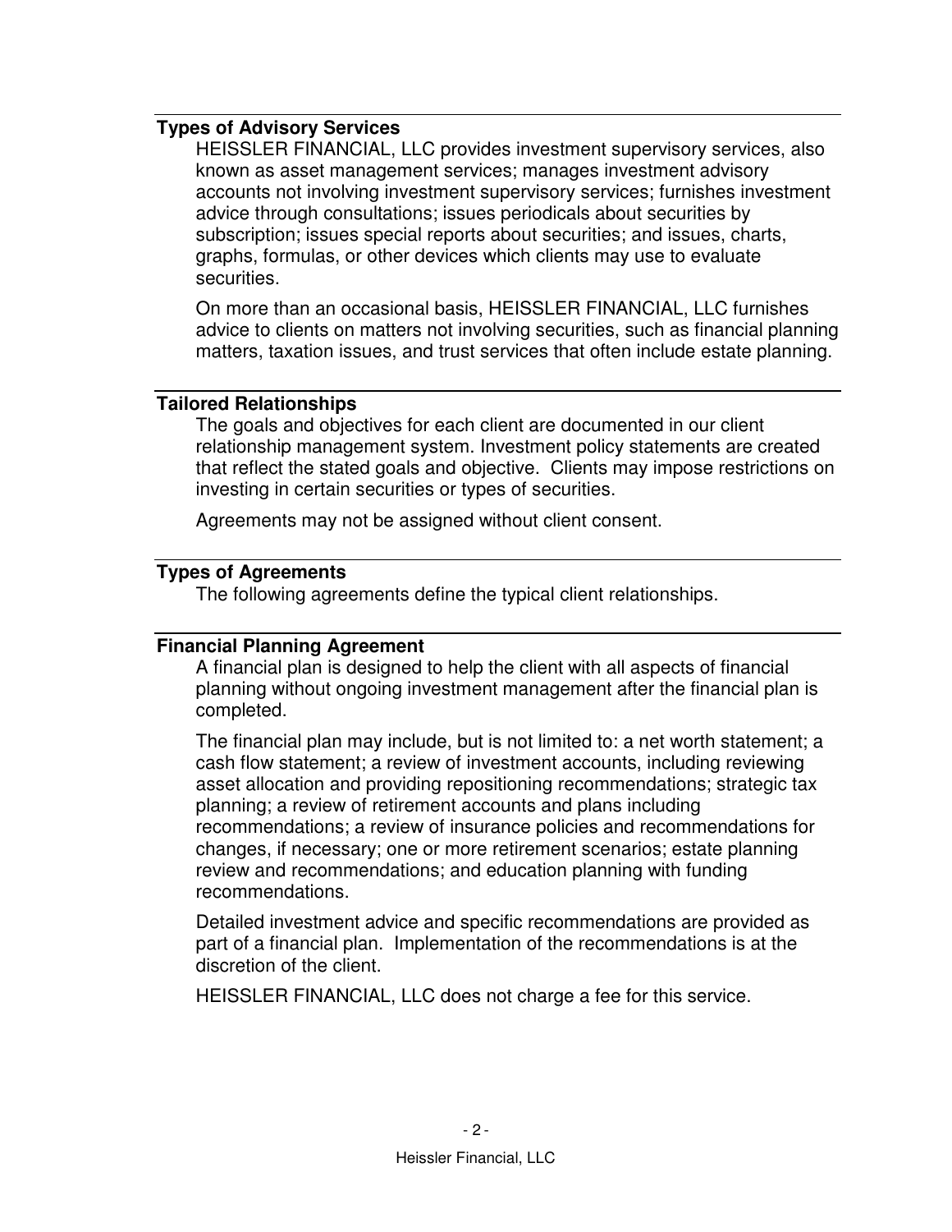### Types of Advisory Services

HEISSLER FINANCIAL, LLC provides investment supervisory services, also known as asset management services; manages investment advisory accounts not involving investment supervisory services; furnishes investment advice through consultations; issues periodicals about securities by subscription; issues special reports about securities; and issues, charts, graphs, formulas, or other devices which clients may use to evaluate securities.

On more than an occasional basis, HEISSLER FINANCIAL, LLC furnishes advice to clients on matters not involving securities, such as financial planning matters, taxation issues, and trust services that often include estate planning.

### Tailored Relationships

The goals and objectives for each client are documented in our client relationship management system. Investment policy statements are created that reflect the stated goals and objective. Clients may impose restrictions on investing in certain securities or types of securities.

Agreements may not be assigned without client consent.

### Types of Agreements

The following agreements define the typical client relationships.

### Financial Planning Agreement

A financial plan is designed to help the client with all aspects of financial planning without ongoing investment management after the financial plan is completed.

The financial plan may include, but is not limited to: a net worth statement; a cash flow statement; a review of investment accounts, including reviewing asset allocation and providing repositioning recommendations; strategic tax planning; a review of retirement accounts and plans including recommendations; a review of insurance policies and recommendations for changes, if necessary; one or more retirement scenarios; estate planning review and recommendations; and education planning with funding recommendations.

Detailed investment advice and specific recommendations are provided as part of a financial plan. Implementation of the recommendations is at the discretion of the client.

HEISSLER FINANCIAL, LLC does not charge a fee for this service.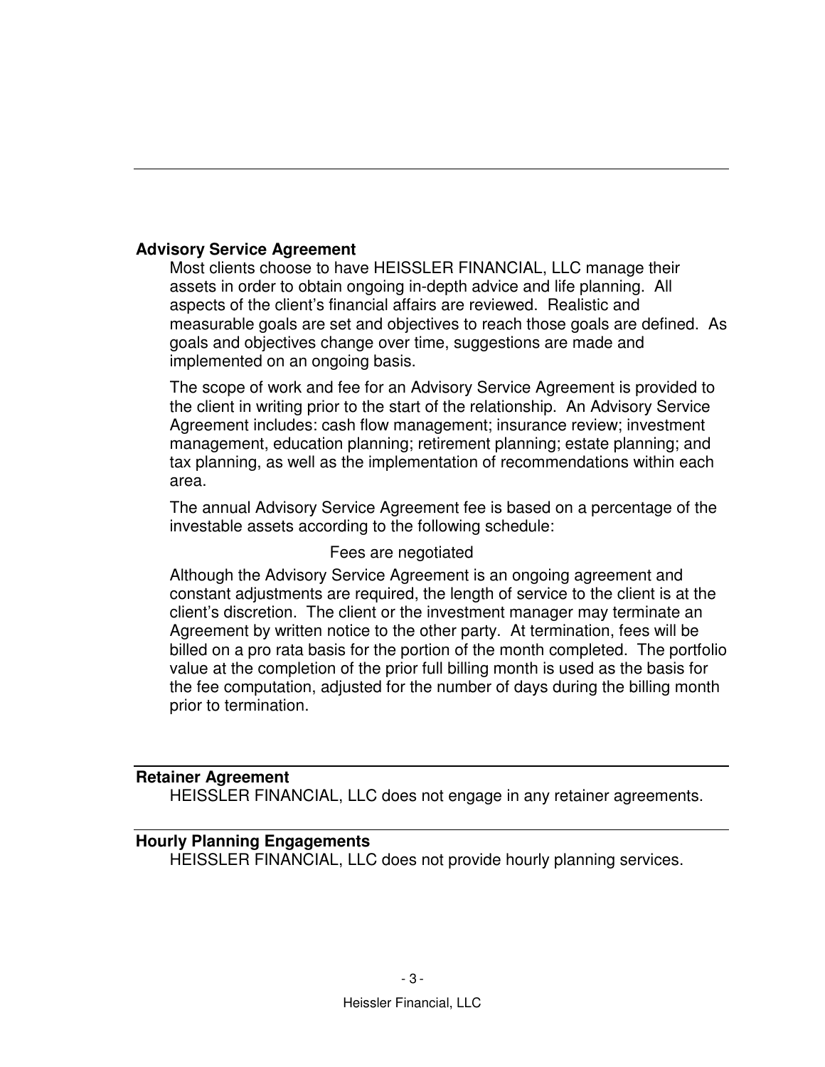### Advisory Service Agreement

Most clients choose to have HEISSLER FINANCIAL, LLC manage their assets in order to obtain ongoing in-depth advice and life planning. All aspects of the client's financial affairs are reviewed. Realistic and measurable goals are set and objectives to reach those goals are defined. As goals and objectives change over time, suggestions are made and implemented on an ongoing basis.

The scope of work and fee for an Advisory Service Agreement is provided to the client in writing prior to the start of the relationship. An Advisory Service Agreement includes: cash flow management; insurance review; investment management, education planning; retirement planning; estate planning; and tax planning, as well as the implementation of recommendations within each area.

The annual Advisory Service Agreement fee is based on a percentage of the investable assets according to the following schedule:

Fees are negotiated

Although the Advisory Service Agreement is an ongoing agreement and constant adjustments are required, the length of service to the client is at the client's discretion. The client or the investment manager may terminate an Agreement by written notice to the other party. At termination, fees will be billed on a pro rata basis for the portion of the month completed. The portfolio value at the completion of the prior full billing month is used as the basis for the fee computation, adjusted for the number of days during the billing month prior to termination.

### Retainer Agreement

HEISSLER FINANCIAL, LLC does not engage in any retainer agreements.

### Hourly Planning Engagements

HEISSLER FINANCIAL, LLC does not provide hourly planning services.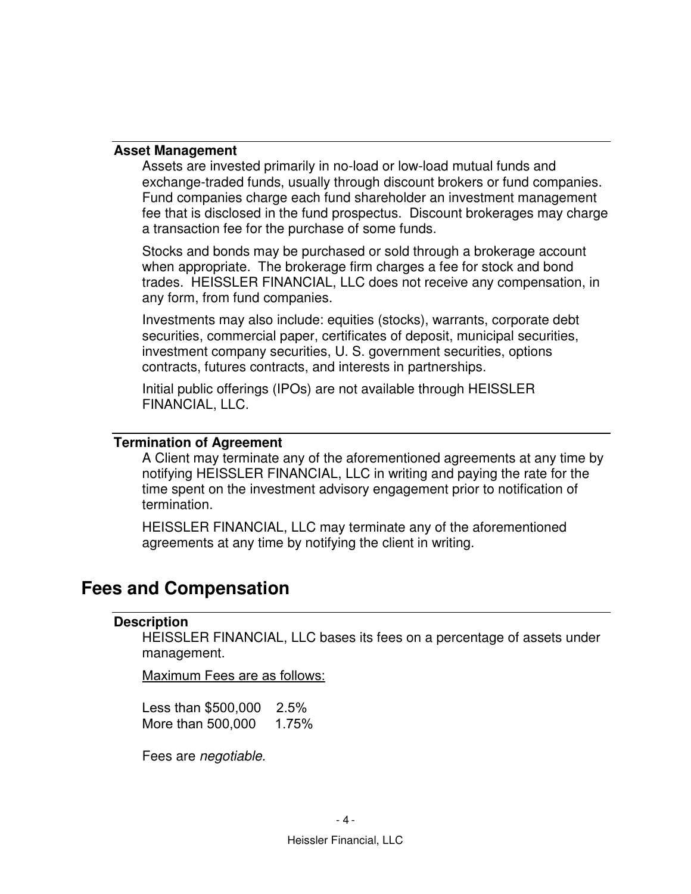### Asset Management

Assets are invested primarily in no-load or low-load mutual funds and exchange-traded funds, usually through discount brokers or fund companies. Fund companies charge each fund shareholder an investment management fee that is disclosed in the fund prospectus. Discount brokerages may charge a transaction fee for the purchase of some funds.

Stocks and bonds may be purchased or sold through a brokerage account when appropriate. The brokerage firm charges a fee for stock and bond trades. HEISSLER FINANCIAL, LLC does not receive any compensation, in any form, from fund companies.

Investments may also include: equities (stocks), warrants, corporate debt securities, commercial paper, certificates of deposit, municipal securities, investment company securities, U. S. government securities, options contracts, futures contracts, and interests in partnerships.

Initial public offerings (IPOs) are not available through HEISSLER FINANCIAL, LLC.

### Termination of Agreement

A Client may terminate any of the aforementioned agreements at any time by notifying HEISSLER FINANCIAL, LLC in writing and paying the rate for the time spent on the investment advisory engagement prior to notification of termination.

HEISSLER FINANCIAL, LLC may terminate any of the aforementioned agreements at any time by notifying the client in writing.

## Fees and Compensation

### Description

HEISSLER FINANCIAL, LLC bases its fees on a percentage of assets under management.

<u>Maximum Fees are as follows:</u>

Less than $500,000 2.5%
More than 500,000 1.75%

Fees are *negotiable.*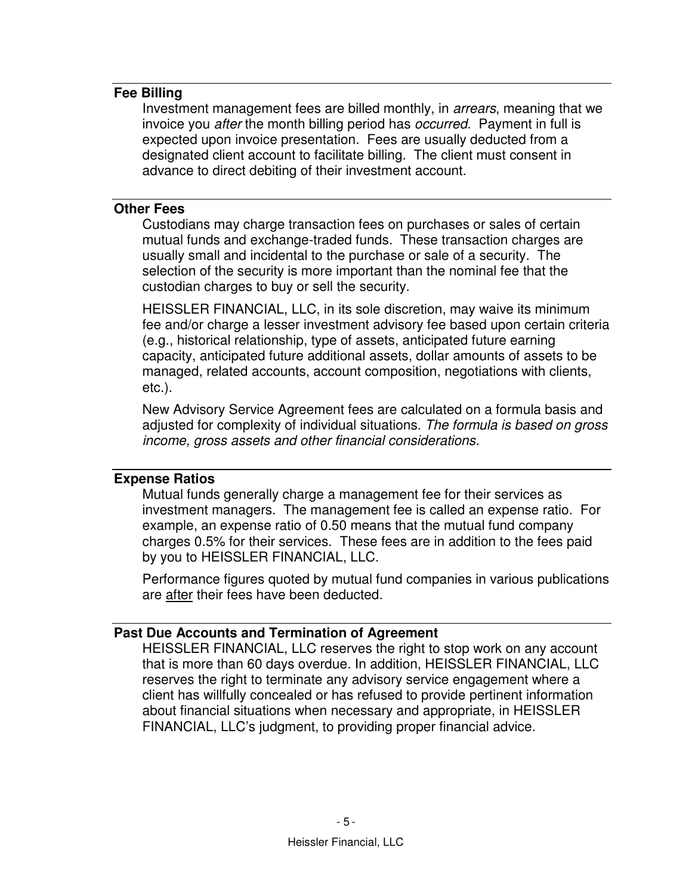### Fee Billing

Investment management fees are billed monthly, in *arrears*, meaning that we invoice you *after* the month billing period has *occurred*. Payment in full is expected upon invoice presentation. Fees are usually deducted from a designated client account to facilitate billing. The client must consent in advance to direct debiting of their investment account.

### Other Fees

Custodians may charge transaction fees on purchases or sales of certain mutual funds and exchange-traded funds. These transaction charges are usually small and incidental to the purchase or sale of a security. The selection of the security is more important than the nominal fee that the custodian charges to buy or sell the security.

HEISSLER FINANCIAL, LLC, in its sole discretion, may waive its minimum fee and/or charge a lesser investment advisory fee based upon certain criteria (e.g., historical relationship, type of assets, anticipated future earning capacity, anticipated future additional assets, dollar amounts of assets to be managed, related accounts, account composition, negotiations with clients, etc.).

New Advisory Service Agreement fees are calculated on a formula basis and adjusted for complexity of individual situations. *The formula is based on gross income, gross assets and other financial considerations.*

### Expense Ratios

Mutual funds generally charge a management fee for their services as investment managers. The management fee is called an expense ratio. For example, an expense ratio of 0.50 means that the mutual fund company charges 0.5% for their services. These fees are in addition to the fees paid by you to HEISSLER FINANCIAL, LLC.

Performance figures quoted by mutual fund companies in various publications are <u>after</u> their fees have been deducted.

### Past Due Accounts and Termination of Agreement

HEISSLER FINANCIAL, LLC reserves the right to stop work on any account that is more than 60 days overdue. In addition, HEISSLER FINANCIAL, LLC reserves the right to terminate any advisory service engagement where a client has willfully concealed or has refused to provide pertinent information about financial situations when necessary and appropriate, in HEISSLER FINANCIAL, LLC's judgment, to providing proper financial advice.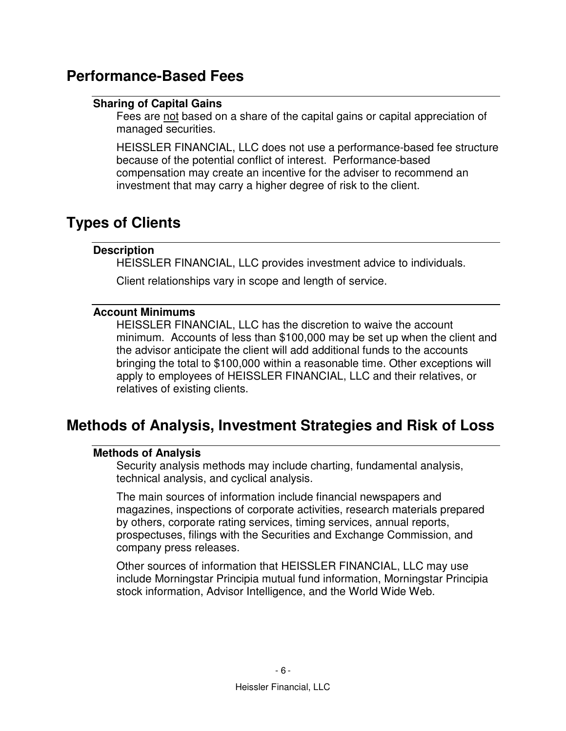## Performance-Based Fees

### Sharing of Capital Gains

Fees are <u>not</u> based on a share of the capital gains or capital appreciation of managed securities.

HEISSLER FINANCIAL, LLC does not use a performance-based fee structure because of the potential conflict of interest. Performance-based compensation may create an incentive for the adviser to recommend an investment that may carry a higher degree of risk to the client.

## Types of Clients

### Description

HEISSLER FINANCIAL, LLC provides investment advice to individuals.

Client relationships vary in scope and length of service.

### Account Minimums

HEISSLER FINANCIAL, LLC has the discretion to waive the account minimum. Accounts of less than $100,000 may be set up when the client and the advisor anticipate the client will add additional funds to the accounts bringing the total to $100,000 within a reasonable time. Other exceptions will apply to employees of HEISSLER FINANCIAL, LLC and their relatives, or relatives of existing clients.

## Methods of Analysis, Investment Strategies and Risk of Loss

### Methods of Analysis

Security analysis methods may include charting, fundamental analysis, technical analysis, and cyclical analysis.

The main sources of information include financial newspapers and magazines, inspections of corporate activities, research materials prepared by others, corporate rating services, timing services, annual reports, prospectuses, filings with the Securities and Exchange Commission, and company press releases.

Other sources of information that HEISSLER FINANCIAL, LLC may use include Morningstar Principia mutual fund information, Morningstar Principia stock information, Advisor Intelligence, and the World Wide Web.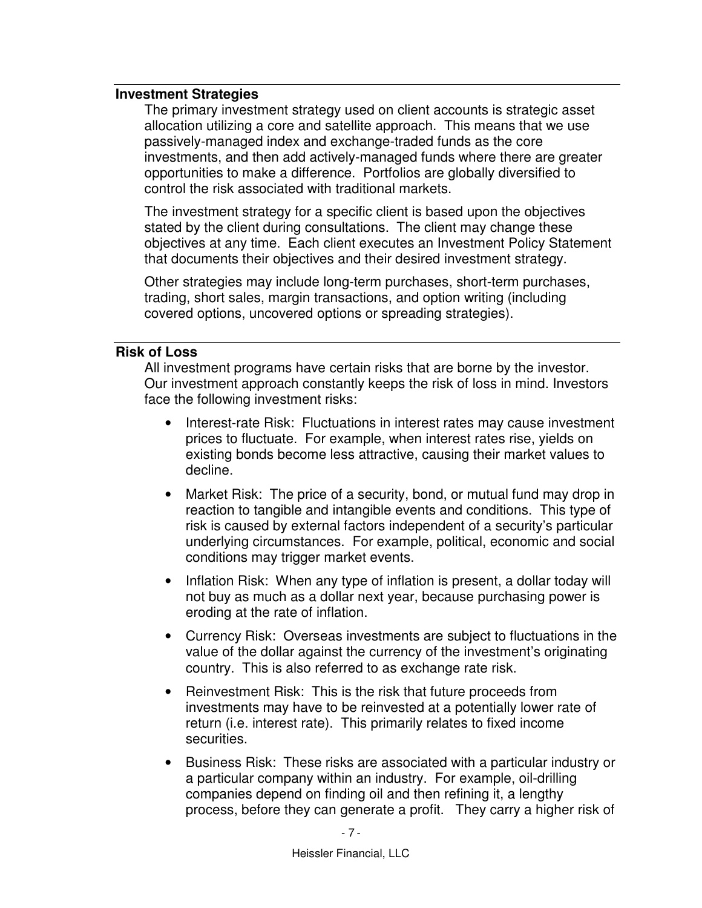## Investment Strategies

The primary investment strategy used on client accounts is strategic asset allocation utilizing a core and satellite approach. This means that we use passively-managed index and exchange-traded funds as the core investments, and then add actively-managed funds where there are greater opportunities to make a difference. Portfolios are globally diversified to control the risk associated with traditional markets.

The investment strategy for a specific client is based upon the objectives stated by the client during consultations. The client may change these objectives at any time. Each client executes an Investment Policy Statement that documents their objectives and their desired investment strategy.

Other strategies may include long-term purchases, short-term purchases, trading, short sales, margin transactions, and option writing (including covered options, uncovered options or spreading strategies).

## Risk of Loss

All investment programs have certain risks that are borne by the investor. Our investment approach constantly keeps the risk of loss in mind. Investors face the following investment risks:

- Interest-rate Risk: Fluctuations in interest rates may cause investment prices to fluctuate. For example, when interest rates rise, yields on existing bonds become less attractive, causing their market values to decline.
- Market Risk: The price of a security, bond, or mutual fund may drop in reaction to tangible and intangible events and conditions. This type of risk is caused by external factors independent of a security's particular underlying circumstances. For example, political, economic and social conditions may trigger market events.
- Inflation Risk: When any type of inflation is present, a dollar today will not buy as much as a dollar next year, because purchasing power is eroding at the rate of inflation.
- Currency Risk: Overseas investments are subject to fluctuations in the value of the dollar against the currency of the investment's originating country. This is also referred to as exchange rate risk.
- Reinvestment Risk: This is the risk that future proceeds from investments may have to be reinvested at a potentially lower rate of return (i.e. interest rate). This primarily relates to fixed income securities.
- Business Risk: These risks are associated with a particular industry or a particular company within an industry. For example, oil-drilling companies depend on finding oil and then refining it, a lengthy process, before they can generate a profit. They carry a higher risk of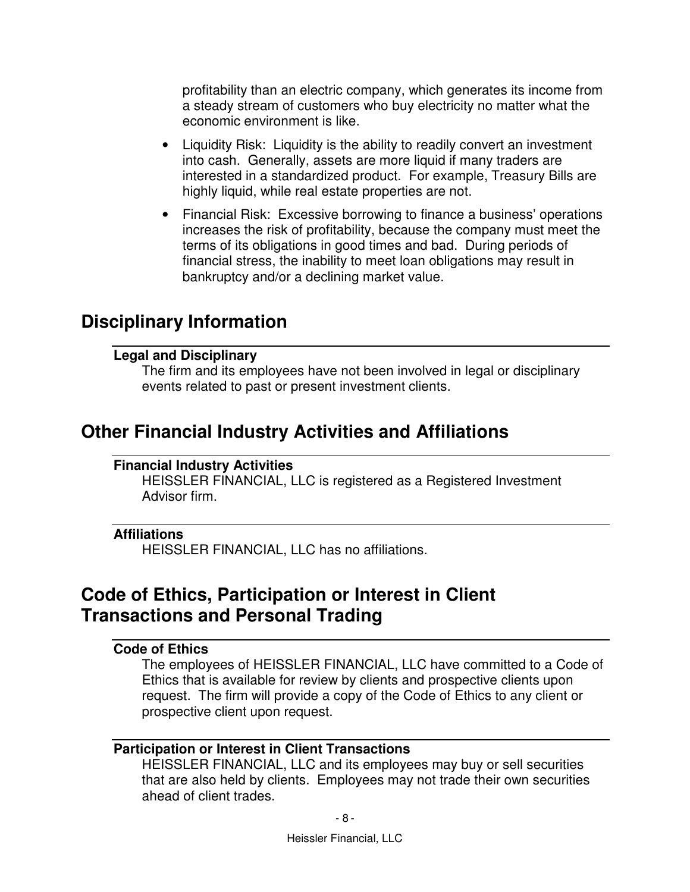profitability than an electric company, which generates its income from a steady stream of customers who buy electricity no matter what the economic environment is like.

- Liquidity Risk: Liquidity is the ability to readily convert an investment into cash. Generally, assets are more liquid if many traders are interested in a standardized product. For example, Treasury Bills are highly liquid, while real estate properties are not.
- Financial Risk: Excessive borrowing to finance a business' operations increases the risk of profitability, because the company must meet the terms of its obligations in good times and bad. During periods of financial stress, the inability to meet loan obligations may result in bankruptcy and/or a declining market value.

## Disciplinary Information

### Legal and Disciplinary

The firm and its employees have not been involved in legal or disciplinary events related to past or present investment clients.

## Other Financial Industry Activities and Affiliations

### Financial Industry Activities

HEISSLER FINANCIAL, LLC is registered as a Registered Investment Advisor firm.

### Affiliations

HEISSLER FINANCIAL, LLC has no affiliations.

## Code of Ethics, Participation or Interest in Client Transactions and Personal Trading

### Code of Ethics

The employees of HEISSLER FINANCIAL, LLC have committed to a Code of Ethics that is available for review by clients and prospective clients upon request. The firm will provide a copy of the Code of Ethics to any client or prospective client upon request.

### Participation or Interest in Client Transactions

HEISSLER FINANCIAL, LLC and its employees may buy or sell securities that are also held by clients. Employees may not trade their own securities ahead of client trades.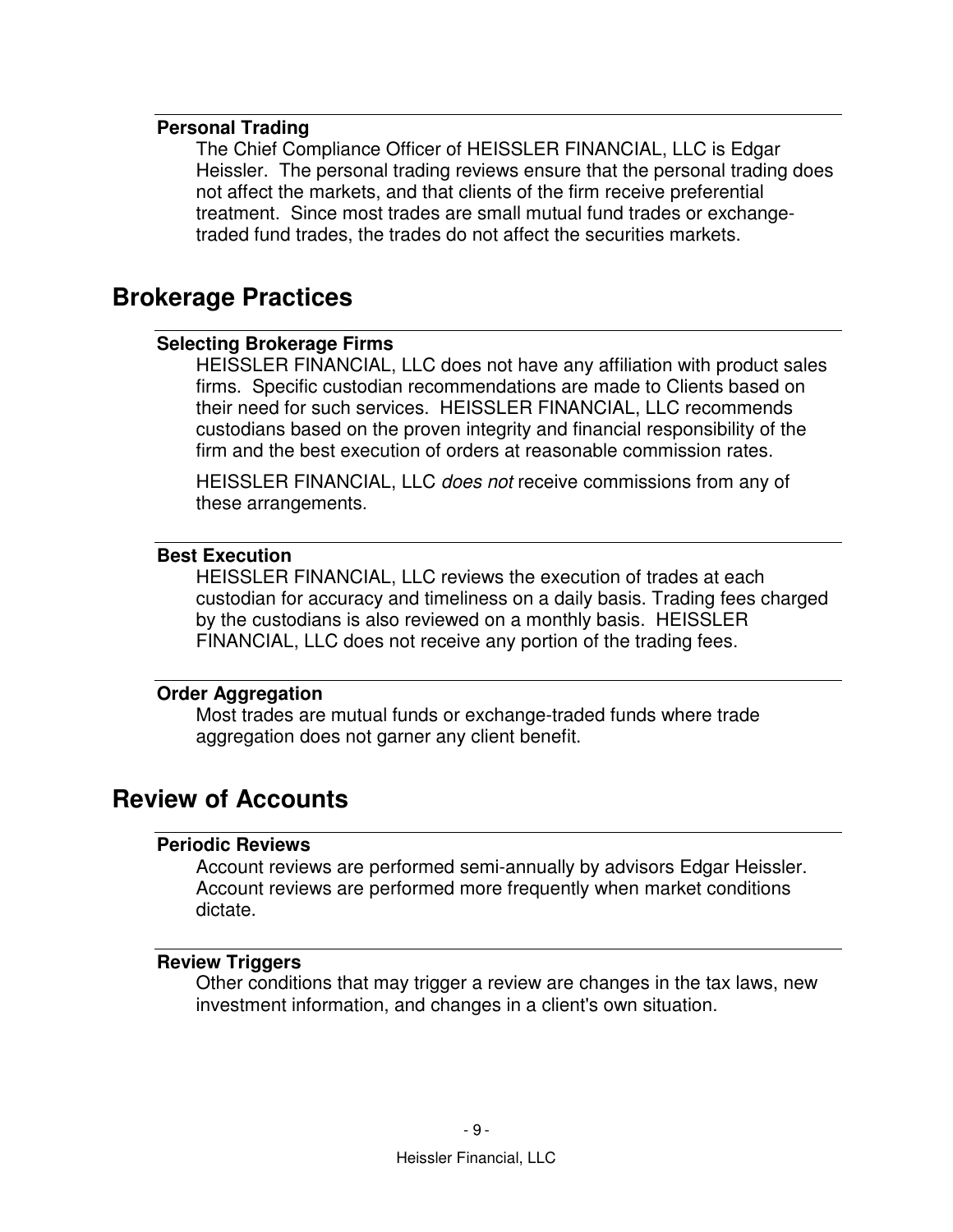### Personal Trading

The Chief Compliance Officer of HEISSLER FINANCIAL, LLC is Edgar Heissler. The personal trading reviews ensure that the personal trading does not affect the markets, and that clients of the firm receive preferential treatment. Since most trades are small mutual fund trades or exchange-traded fund trades, the trades do not affect the securities markets.

## Brokerage Practices

### Selecting Brokerage Firms

HEISSLER FINANCIAL, LLC does not have any affiliation with product sales firms. Specific custodian recommendations are made to Clients based on their need for such services. HEISSLER FINANCIAL, LLC recommends custodians based on the proven integrity and financial responsibility of the firm and the best execution of orders at reasonable commission rates.

HEISSLER FINANCIAL, LLC *does not* receive commissions from any of these arrangements.

### Best Execution

HEISSLER FINANCIAL, LLC reviews the execution of trades at each custodian for accuracy and timeliness on a daily basis. Trading fees charged by the custodians is also reviewed on a monthly basis. HEISSLER FINANCIAL, LLC does not receive any portion of the trading fees.

### Order Aggregation

Most trades are mutual funds or exchange-traded funds where trade aggregation does not garner any client benefit.

## Review of Accounts

### Periodic Reviews

Account reviews are performed semi-annually by advisors Edgar Heissler. Account reviews are performed more frequently when market conditions dictate.

### Review Triggers

Other conditions that may trigger a review are changes in the tax laws, new investment information, and changes in a client's own situation.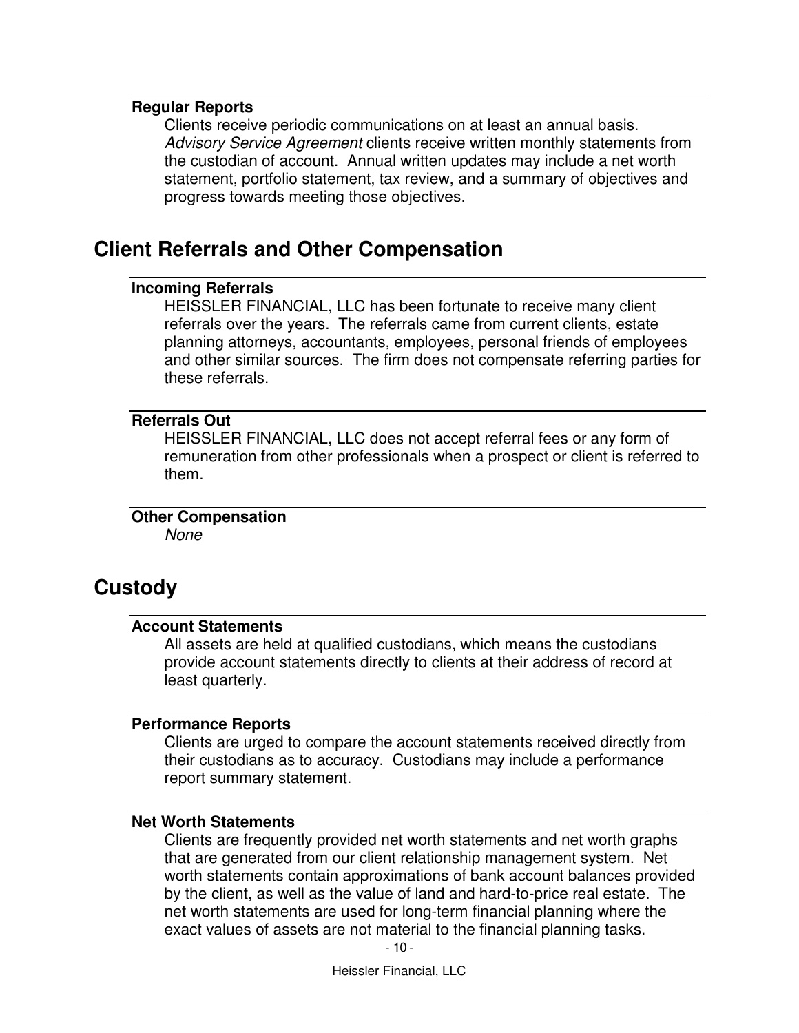### Regular Reports

Clients receive periodic communications on at least an annual basis. *Advisory Service Agreement* clients receive written monthly statements from the custodian of account. Annual written updates may include a net worth statement, portfolio statement, tax review, and a summary of objectives and progress towards meeting those objectives.

## Client Referrals and Other Compensation

### Incoming Referrals

HEISSLER FINANCIAL, LLC has been fortunate to receive many client referrals over the years. The referrals came from current clients, estate planning attorneys, accountants, employees, personal friends of employees and other similar sources. The firm does not compensate referring parties for these referrals.

### Referrals Out

HEISSLER FINANCIAL, LLC does not accept referral fees or any form of remuneration from other professionals when a prospect or client is referred to them.

### Other Compensation

*None*

## Custody

### Account Statements

All assets are held at qualified custodians, which means the custodians provide account statements directly to clients at their address of record at least quarterly.

### Performance Reports

Clients are urged to compare the account statements received directly from their custodians as to accuracy. Custodians may include a performance report summary statement.

### Net Worth Statements

Clients are frequently provided net worth statements and net worth graphs that are generated from our client relationship management system. Net worth statements contain approximations of bank account balances provided by the client, as well as the value of land and hard-to-price real estate. The net worth statements are used for long-term financial planning where the exact values of assets are not material to the financial planning tasks.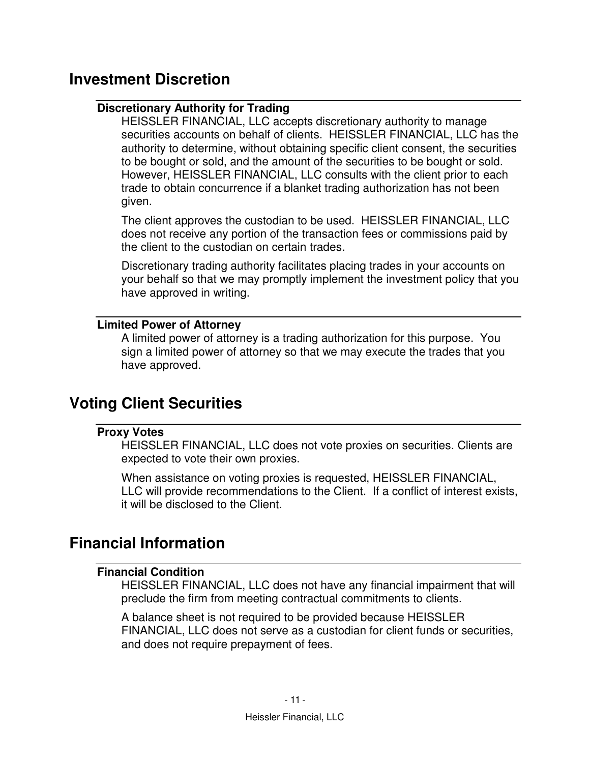## Investment Discretion

### Discretionary Authority for Trading

HEISSLER FINANCIAL, LLC accepts discretionary authority to manage securities accounts on behalf of clients. HEISSLER FINANCIAL, LLC has the authority to determine, without obtaining specific client consent, the securities to be bought or sold, and the amount of the securities to be bought or sold. However, HEISSLER FINANCIAL, LLC consults with the client prior to each trade to obtain concurrence if a blanket trading authorization has not been given.

The client approves the custodian to be used. HEISSLER FINANCIAL, LLC does not receive any portion of the transaction fees or commissions paid by the client to the custodian on certain trades.

Discretionary trading authority facilitates placing trades in your accounts on your behalf so that we may promptly implement the investment policy that you have approved in writing.

### Limited Power of Attorney

A limited power of attorney is a trading authorization for this purpose. You sign a limited power of attorney so that we may execute the trades that you have approved.

## Voting Client Securities

### Proxy Votes

HEISSLER FINANCIAL, LLC does not vote proxies on securities. Clients are expected to vote their own proxies.

When assistance on voting proxies is requested, HEISSLER FINANCIAL, LLC will provide recommendations to the Client. If a conflict of interest exists, it will be disclosed to the Client.

## Financial Information

### Financial Condition

HEISSLER FINANCIAL, LLC does not have any financial impairment that will preclude the firm from meeting contractual commitments to clients.

A balance sheet is not required to be provided because HEISSLER FINANCIAL, LLC does not serve as a custodian for client funds or securities, and does not require prepayment of fees.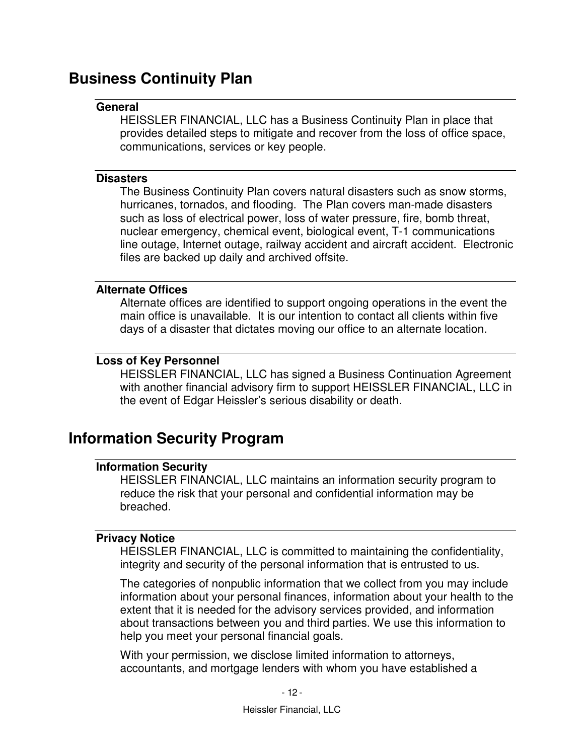## Business Continuity Plan

### General

HEISSLER FINANCIAL, LLC has a Business Continuity Plan in place that provides detailed steps to mitigate and recover from the loss of office space, communications, services or key people.

### Disasters

The Business Continuity Plan covers natural disasters such as snow storms, hurricanes, tornados, and flooding. The Plan covers man-made disasters such as loss of electrical power, loss of water pressure, fire, bomb threat, nuclear emergency, chemical event, biological event, T-1 communications line outage, Internet outage, railway accident and aircraft accident. Electronic files are backed up daily and archived offsite.

### Alternate Offices

Alternate offices are identified to support ongoing operations in the event the main office is unavailable. It is our intention to contact all clients within five days of a disaster that dictates moving our office to an alternate location.

### Loss of Key Personnel

HEISSLER FINANCIAL, LLC has signed a Business Continuation Agreement with another financial advisory firm to support HEISSLER FINANCIAL, LLC in the event of Edgar Heissler's serious disability or death.

## Information Security Program

### Information Security

HEISSLER FINANCIAL, LLC maintains an information security program to reduce the risk that your personal and confidential information may be breached.

### Privacy Notice

HEISSLER FINANCIAL, LLC is committed to maintaining the confidentiality, integrity and security of the personal information that is entrusted to us.

The categories of nonpublic information that we collect from you may include information about your personal finances, information about your health to the extent that it is needed for the advisory services provided, and information about transactions between you and third parties. We use this information to help you meet your personal financial goals.

With your permission, we disclose limited information to attorneys, accountants, and mortgage lenders with whom you have established a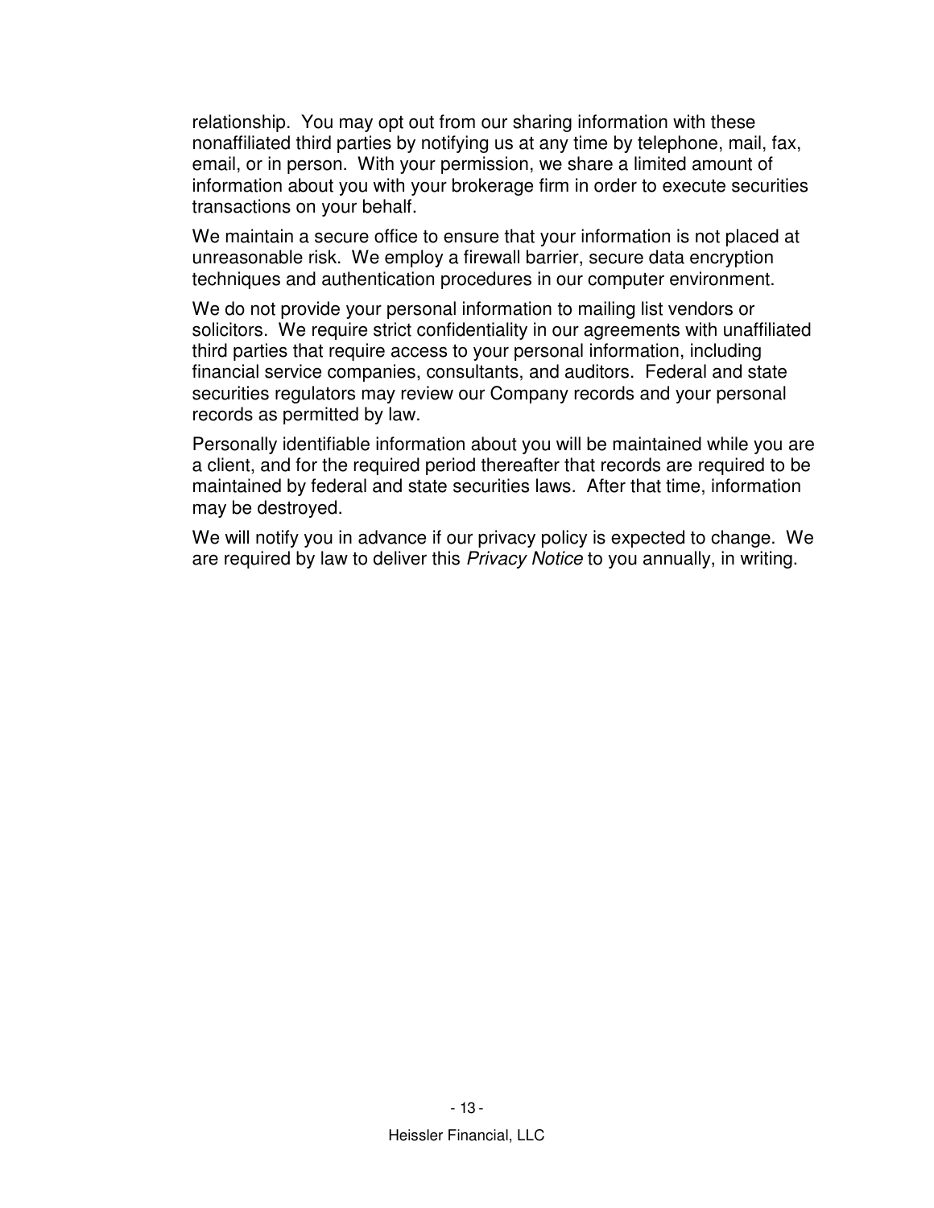relationship. You may opt out from our sharing information with these nonaffiliated third parties by notifying us at any time by telephone, mail, fax, email, or in person. With your permission, we share a limited amount of information about you with your brokerage firm in order to execute securities transactions on your behalf.

We maintain a secure office to ensure that your information is not placed at unreasonable risk. We employ a firewall barrier, secure data encryption techniques and authentication procedures in our computer environment.

We do not provide your personal information to mailing list vendors or solicitors. We require strict confidentiality in our agreements with unaffiliated third parties that require access to your personal information, including financial service companies, consultants, and auditors. Federal and state securities regulators may review our Company records and your personal records as permitted by law.

Personally identifiable information about you will be maintained while you are a client, and for the required period thereafter that records are required to be maintained by federal and state securities laws. After that time, information may be destroyed.

We will notify you in advance if our privacy policy is expected to change. We are required by law to deliver this *Privacy Notice* to you annually, in writing.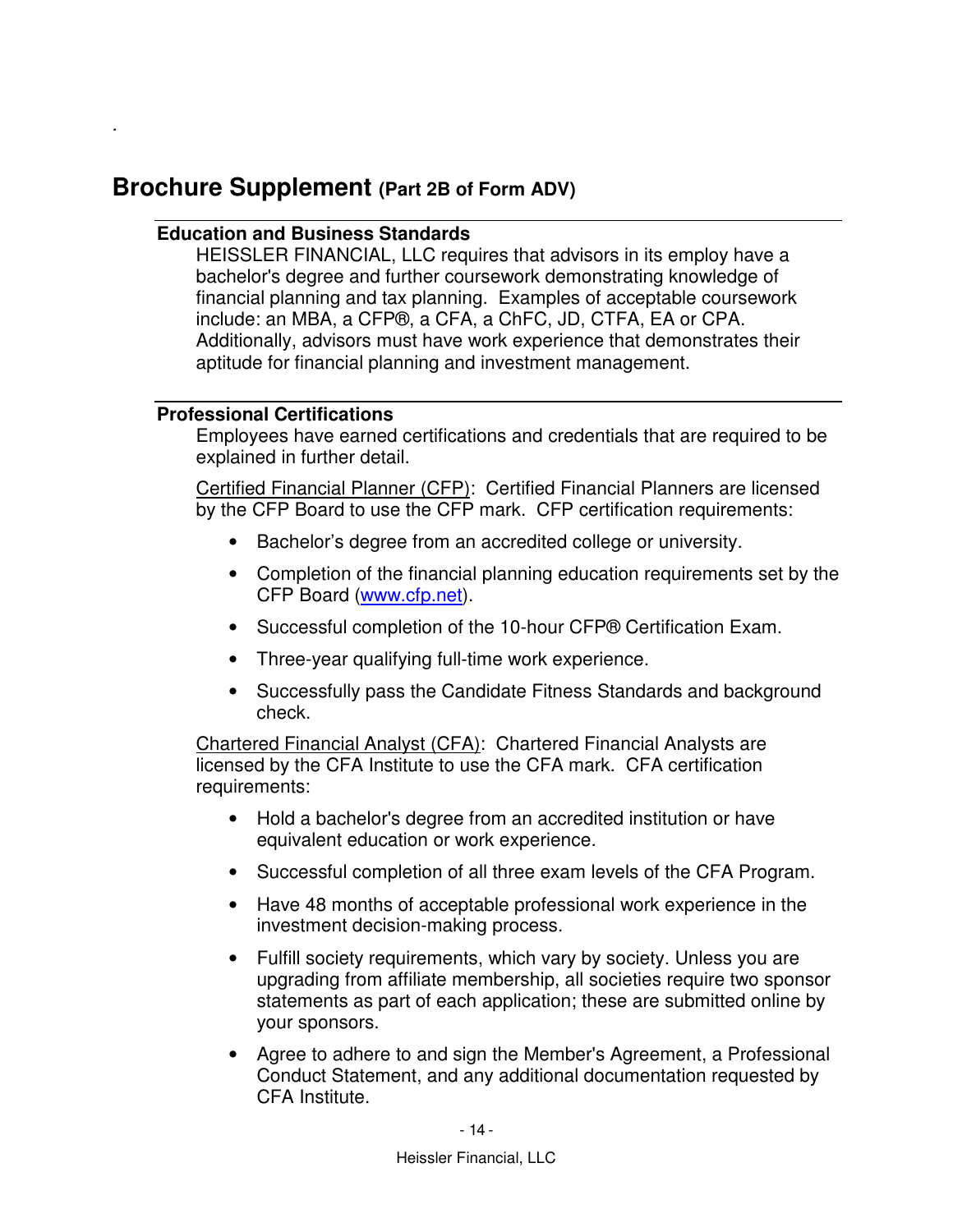## Brochure Supplement (Part 2B of Form ADV)

**Education and Business Standards**

HEISSLER FINANCIAL, LLC requires that advisors in its employ have a bachelor's degree and further coursework demonstrating knowledge of financial planning and tax planning. Examples of acceptable coursework include: an MBA, a CFP®, a CFA, a ChFC, JD, CTFA, EA or CPA. Additionally, advisors must have work experience that demonstrates their aptitude for financial planning and investment management.

**Professional Certifications**

Employees have earned certifications and credentials that are required to be explained in further detail.

Certified Financial Planner (CFP): Certified Financial Planners are licensed by the CFP Board to use the CFP mark. CFP certification requirements:

- Bachelor's degree from an accredited college or university.
- Completion of the financial planning education requirements set by the CFP Board (www.cfp.net).
- Successful completion of the 10-hour CFP® Certification Exam.
- Three-year qualifying full-time work experience.
- Successfully pass the Candidate Fitness Standards and background check.

Chartered Financial Analyst (CFA): Chartered Financial Analysts are licensed by the CFA Institute to use the CFA mark. CFA certification requirements:

- Hold a bachelor's degree from an accredited institution or have equivalent education or work experience.
- Successful completion of all three exam levels of the CFA Program.
- Have 48 months of acceptable professional work experience in the investment decision-making process.
- Fulfill society requirements, which vary by society. Unless you are upgrading from affiliate membership, all societies require two sponsor statements as part of each application; these are submitted online by your sponsors.
- Agree to adhere to and sign the Member's Agreement, a Professional Conduct Statement, and any additional documentation requested by CFA Institute.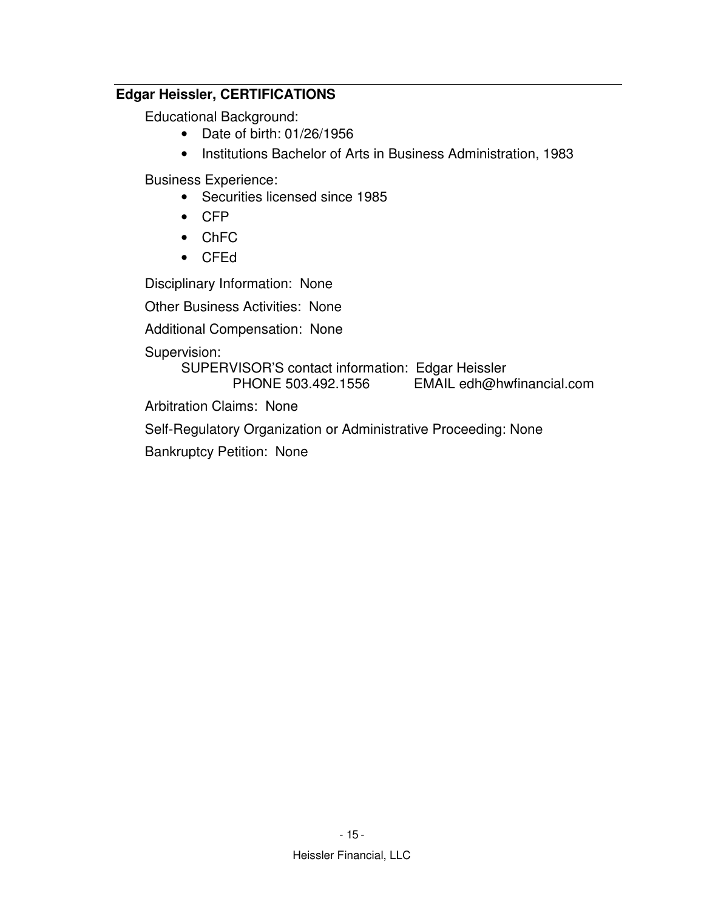## Edgar Heissler, CERTIFICATIONS

Educational Background:

- Date of birth: 01/26/1956
- Institutions Bachelor of Arts in Business Administration, 1983

Business Experience:

- Securities licensed since 1985
- CFP
- ChFC
- CFEd

Disciplinary Information: None

Other Business Activities: None

Additional Compensation: None

Supervision:

SUPERVISOR'S contact information: Edgar Heissler
PHONE 503.492.1556 EMAIL edh@hwfinancial.com

Arbitration Claims: None

Self-Regulatory Organization or Administrative Proceeding: None

Bankruptcy Petition: None